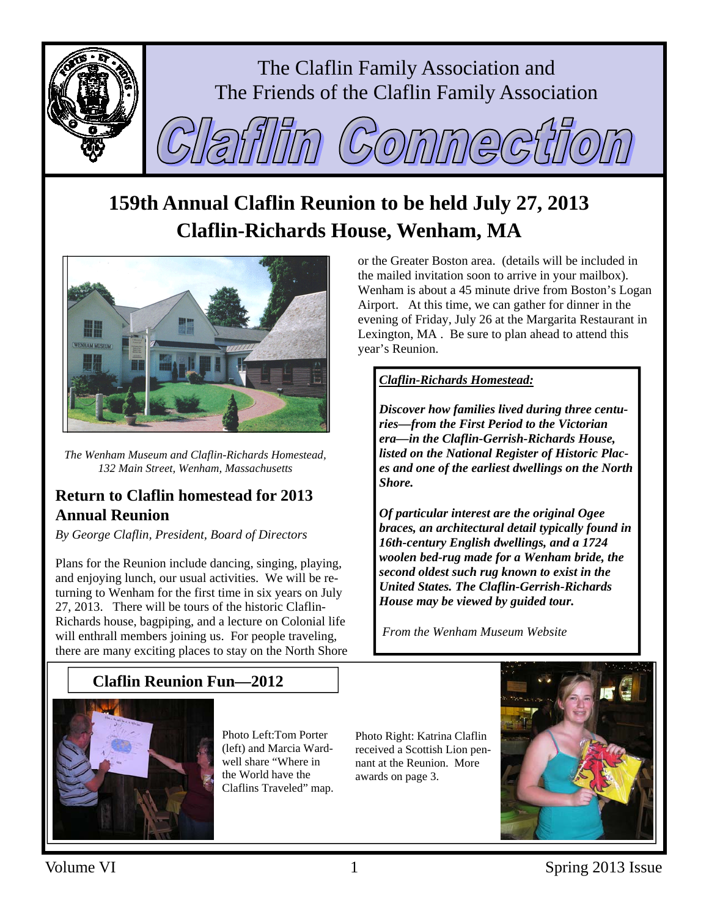The Claflin Family Association and
The Friends of the Claflin Family Association

# Claflin Connection

## 159th Annual Claflin Reunion to be held July 27, 2013
## Claflin-Richards House, Wenham, MA

*The Wenham Museum and Claflin-Richards Homestead, 132 Main Street, Wenham, Massachusetts*

### Return to Claflin homestead for 2013 Annual Reunion

*By George Claflin, President, Board of Directors*

Plans for the Reunion include dancing, singing, playing, and enjoying lunch, our usual activities. We will be returning to Wenham for the first time in six years on July 27, 2013. There will be tours of the historic Claflin-Richards house, bagpiping, and a lecture on Colonial life will enthrall members joining us. For people traveling, there are many exciting places to stay on the North Shore or the Greater Boston area. (details will be included in the mailed invitation soon to arrive in your mailbox). Wenham is about a 45 minute drive from Boston's Logan Airport. At this time, we can gather for dinner in the evening of Friday, July 26 at the Margarita Restaurant in Lexington, MA . Be sure to plan ahead to attend this year's Reunion.

***Claflin-Richards Homestead:***

***Discover how families lived during three centuries—from the First Period to the Victorian era—in the Claflin-Gerrish-Richards House, listed on the National Register of Historic Places and one of the earliest dwellings on the North Shore.***

***Of particular interest are the original Ogee braces, an architectural detail typically found in 16th-century English dwellings, and a 1724 woolen bed-rug made for a Wenham bride, the second oldest such rug known to exist in the United States. The Claflin-Gerrish-Richards House may be viewed by guided tour.***

*From the Wenham Museum Website*

### Claflin Reunion Fun—2012

Photo Left: Tom Porter (left) and Marcia Wardwell share "Where in the World have the Claflins Traveled" map.

Photo Right: Katrina Claflin received a Scottish Lion pennant at the Reunion. More awards on page 3.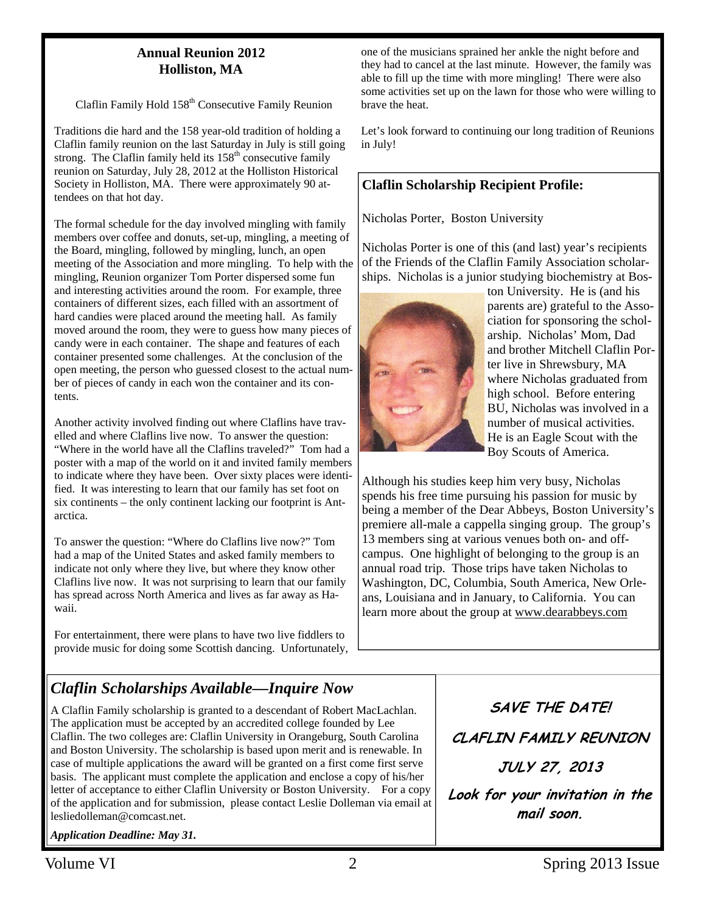## Annual Reunion 2012
## Holliston, MA

Claflin Family Hold 158th Consecutive Family Reunion

Traditions die hard and the 158 year-old tradition of holding a Claflin family reunion on the last Saturday in July is still going strong. The Claflin family held its 158th consecutive family reunion on Saturday, July 28, 2012 at the Holliston Historical Society in Holliston, MA. There were approximately 90 attendees on that hot day.

The formal schedule for the day involved mingling with family members over coffee and donuts, set-up, mingling, a meeting of the Board, mingling, followed by mingling, lunch, an open meeting of the Association and more mingling. To help with the mingling, Reunion organizer Tom Porter dispersed some fun and interesting activities around the room. For example, three containers of different sizes, each filled with an assortment of hard candies were placed around the meeting hall. As family moved around the room, they were to guess how many pieces of candy were in each container. The shape and features of each container presented some challenges. At the conclusion of the open meeting, the person who guessed closest to the actual number of pieces of candy in each won the container and its contents.

Another activity involved finding out where Claflins have travelled and where Claflins live now. To answer the question: "Where in the world have all the Claflins traveled?" Tom had a poster with a map of the world on it and invited family members to indicate where they have been. Over sixty places were identified. It was interesting to learn that our family has set foot on six continents – the only continent lacking our footprint is Antarctica.

To answer the question: "Where do Claflins live now?" Tom had a map of the United States and asked family members to indicate not only where they live, but where they know other Claflins live now. It was not surprising to learn that our family has spread across North America and lives as far away as Hawaii.

For entertainment, there were plans to have two live fiddlers to provide music for doing some Scottish dancing. Unfortunately, one of the musicians sprained her ankle the night before and they had to cancel at the last minute. However, the family was able to fill up the time with more mingling! There were also some activities set up on the lawn for those who were willing to brave the heat.

Let's look forward to continuing our long tradition of Reunions in July!

### Claflin Scholarship Recipient Profile:

Nicholas Porter, Boston University

Nicholas Porter is one of this (and last) year's recipients of the Friends of the Claflin Family Association scholarships. Nicholas is a junior studying biochemistry at Boston University. He is (and his parents are) grateful to the Association for sponsoring the scholarship. Nicholas' Mom, Dad and brother Mitchell Claflin Porter live in Shrewsbury, MA where Nicholas graduated from high school. Before entering BU, Nicholas was involved in a number of musical activities. He is an Eagle Scout with the Boy Scouts of America.

Although his studies keep him very busy, Nicholas spends his free time pursuing his passion for music by being a member of the Dear Abbeys, Boston University's premiere all-male a cappella singing group. The group's 13 members sing at various venues both on- and off-campus. One highlight of belonging to the group is an annual road trip. Those trips have taken Nicholas to Washington, DC, Columbia, South America, New Orleans, Louisiana and in January, to California. You can learn more about the group at www.dearabbeys.com

## *Claflin Scholarships Available—Inquire Now*

A Claflin Family scholarship is granted to a descendant of Robert MacLachlan. The application must be accepted by an accredited college founded by Lee Claflin. The two colleges are: Claflin University in Orangeburg, South Carolina and Boston University. The scholarship is based upon merit and is renewable. In case of multiple applications the award will be granted on a first come first serve basis. The applicant must complete the application and enclose a copy of his/her letter of acceptance to either Claflin University or Boston University. For a copy of the application and for submission, please contact Leslie Dolleman via email at lesliedolleman@comcast.net.

***Application Deadline: May 31.***

**SAVE THE DATE!**

**CLAFLIN FAMILY REUNION**

**JULY 27, 2013**

**Look for your invitation in the mail soon.**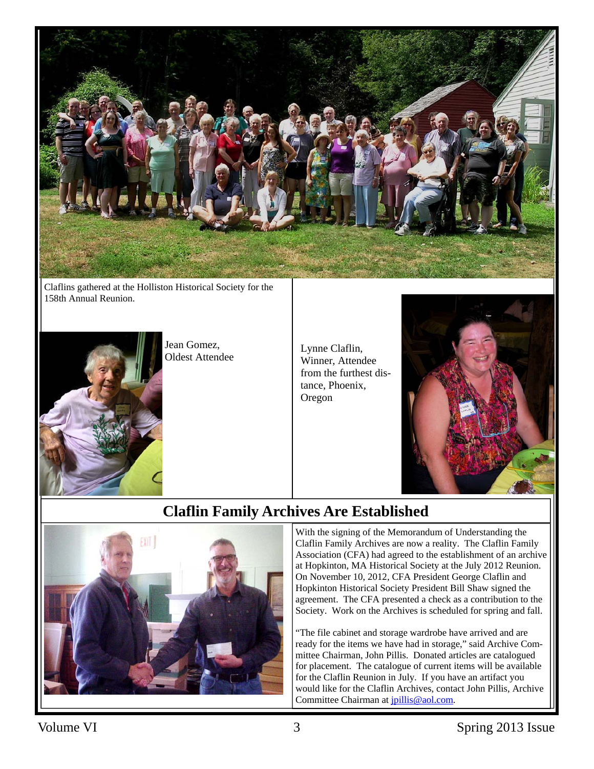Claflins gathered at the Holliston Historical Society for the 158th Annual Reunion.

Jean Gomez, Oldest Attendee

Lynne Claflin, Winner, Attendee from the furthest distance, Phoenix, Oregon

## Claflin Family Archives Are Established

With the signing of the Memorandum of Understanding the Claflin Family Archives are now a reality. The Claflin Family Association (CFA) had agreed to the establishment of an archive at Hopkinton, MA Historical Society at the July 2012 Reunion. On November 10, 2012, CFA President George Claflin and Hopkinton Historical Society President Bill Shaw signed the agreement. The CFA presented a check as a contribution to the Society. Work on the Archives is scheduled for spring and fall.

"The file cabinet and storage wardrobe have arrived and are ready for the items we have had in storage," said Archive Committee Chairman, John Pillis. Donated articles are catalogued for placement. The catalogue of current items will be available for the Claflin Reunion in July. If you have an artifact you would like for the Claflin Archives, contact John Pillis, Archive Committee Chairman at jpillis@aol.com.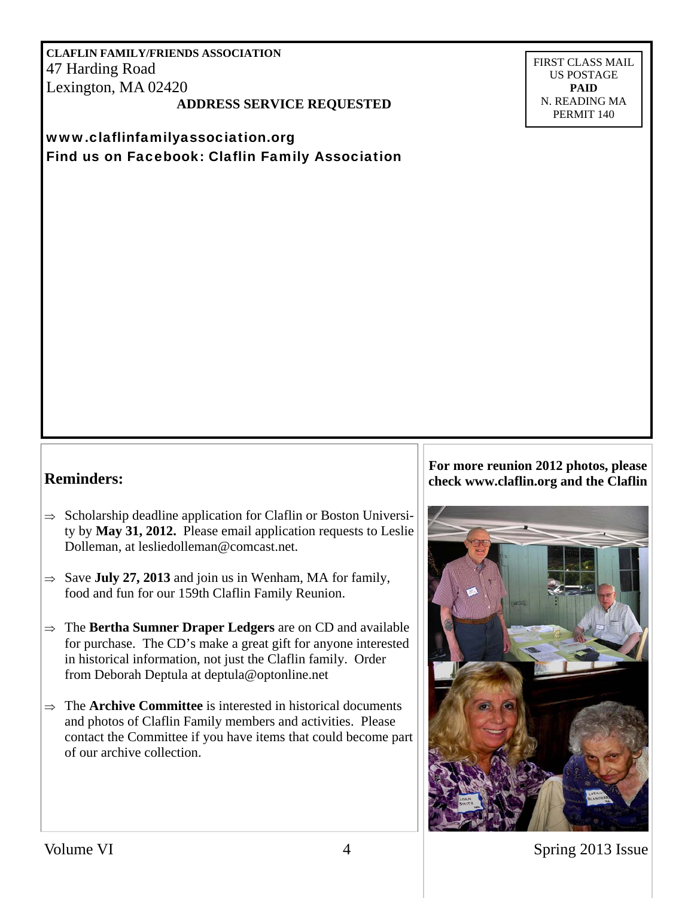**CLAFLIN FAMILY/FRIENDS ASSOCIATION**
47 Harding Road
Lexington, MA 02420

**ADDRESS SERVICE REQUESTED**

FIRST CLASS MAIL
US POSTAGE
**PAID**
N. READING MA
PERMIT 140

**www.claflinfamilyassociation.org**
**Find us on Facebook: Claflin Family Association**

## Reminders:

- Scholarship deadline application for Claflin or Boston University by **May 31, 2012.** Please email application requests to Leslie Dolleman, at lesliedolleman@comcast.net.
- Save **July 27, 2013** and join us in Wenham, MA for family, food and fun for our 159th Claflin Family Reunion.
- The **Bertha Sumner Draper Ledgers** are on CD and available for purchase. The CD's make a great gift for anyone interested in historical information, not just the Claflin family. Order from Deborah Deptula at deptula@optonline.net
- The **Archive Committee** is interested in historical documents and photos of Claflin Family members and activities. Please contact the Committee if you have items that could become part of our archive collection.

**For more reunion 2012 photos, please check www.claflin.org and the Claflin**